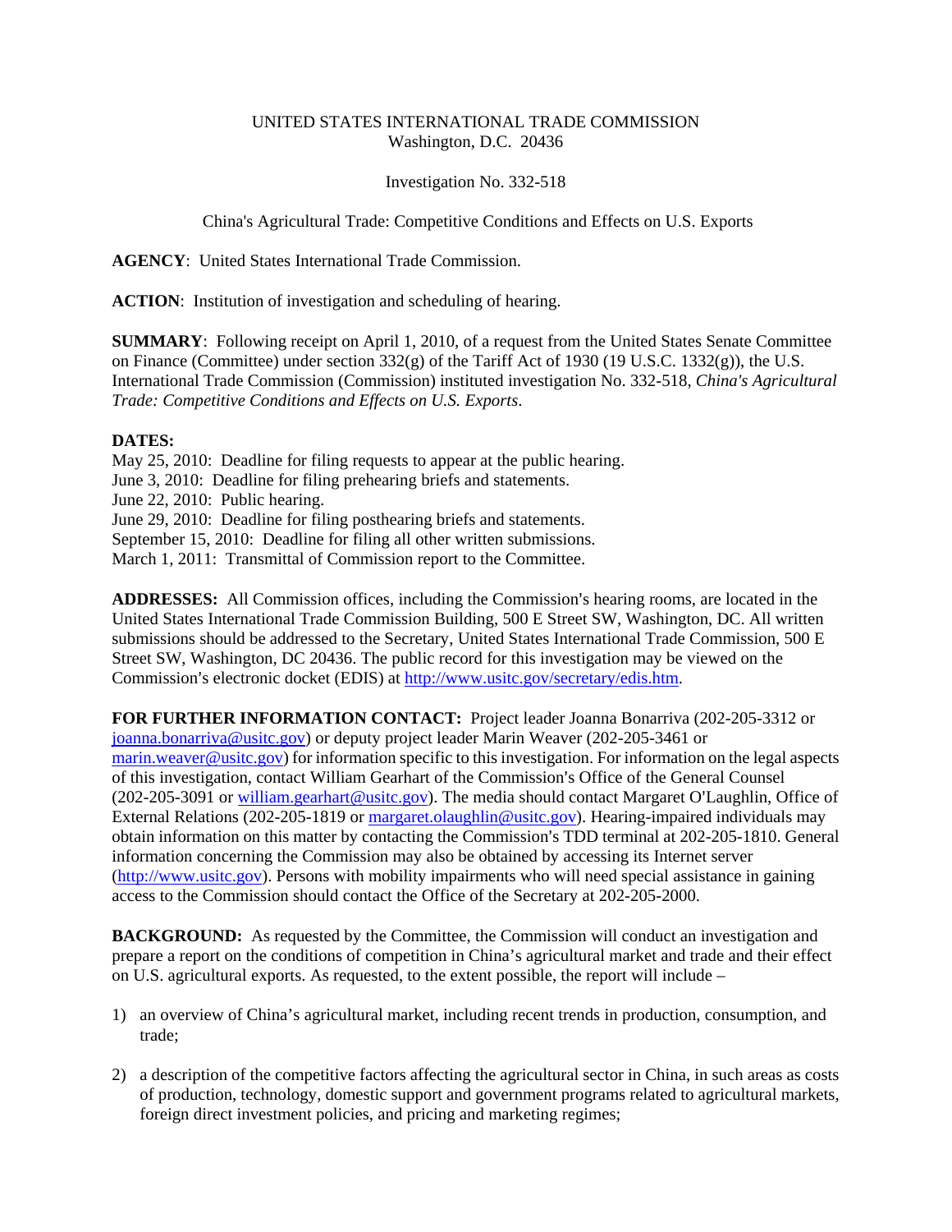UNITED STATES INTERNATIONAL TRADE COMMISSION
Washington, D.C. 20436

Investigation No. 332-518

China's Agricultural Trade: Competitive Conditions and Effects on U.S. Exports

**AGENCY**: United States International Trade Commission.

**ACTION**: Institution of investigation and scheduling of hearing.

**SUMMARY**: Following receipt on April 1, 2010, of a request from the United States Senate Committee on Finance (Committee) under section 332(g) of the Tariff Act of 1930 (19 U.S.C. 1332(g)), the U.S. International Trade Commission (Commission) instituted investigation No. 332-518, *China's Agricultural Trade: Competitive Conditions and Effects on U.S. Exports*.

**DATES:**
May 25, 2010: Deadline for filing requests to appear at the public hearing.
June 3, 2010: Deadline for filing prehearing briefs and statements.
June 22, 2010: Public hearing.
June 29, 2010: Deadline for filing posthearing briefs and statements.
September 15, 2010: Deadline for filing all other written submissions.
March 1, 2011: Transmittal of Commission report to the Committee.

**ADDRESSES:** All Commission offices, including the Commission's hearing rooms, are located in the United States International Trade Commission Building, 500 E Street SW, Washington, DC. All written submissions should be addressed to the Secretary, United States International Trade Commission, 500 E Street SW, Washington, DC 20436. The public record for this investigation may be viewed on the Commission's electronic docket (EDIS) at http://www.usitc.gov/secretary/edis.htm.

**FOR FURTHER INFORMATION CONTACT:** Project leader Joanna Bonarriva (202-205-3312 or joanna.bonarriva@usitc.gov) or deputy project leader Marin Weaver (202-205-3461 or marin.weaver@usitc.gov) for information specific to this investigation. For information on the legal aspects of this investigation, contact William Gearhart of the Commission's Office of the General Counsel (202-205-3091 or william.gearhart@usitc.gov). The media should contact Margaret O'Laughlin, Office of External Relations (202-205-1819 or margaret.olaughlin@usitc.gov). Hearing-impaired individuals may obtain information on this matter by contacting the Commission's TDD terminal at 202-205-1810. General information concerning the Commission may also be obtained by accessing its Internet server (http://www.usitc.gov). Persons with mobility impairments who will need special assistance in gaining access to the Commission should contact the Office of the Secretary at 202-205-2000.

**BACKGROUND:** As requested by the Committee, the Commission will conduct an investigation and prepare a report on the conditions of competition in China's agricultural market and trade and their effect on U.S. agricultural exports. As requested, to the extent possible, the report will include –

1) an overview of China's agricultural market, including recent trends in production, consumption, and trade;

2) a description of the competitive factors affecting the agricultural sector in China, in such areas as costs of production, technology, domestic support and government programs related to agricultural markets, foreign direct investment policies, and pricing and marketing regimes;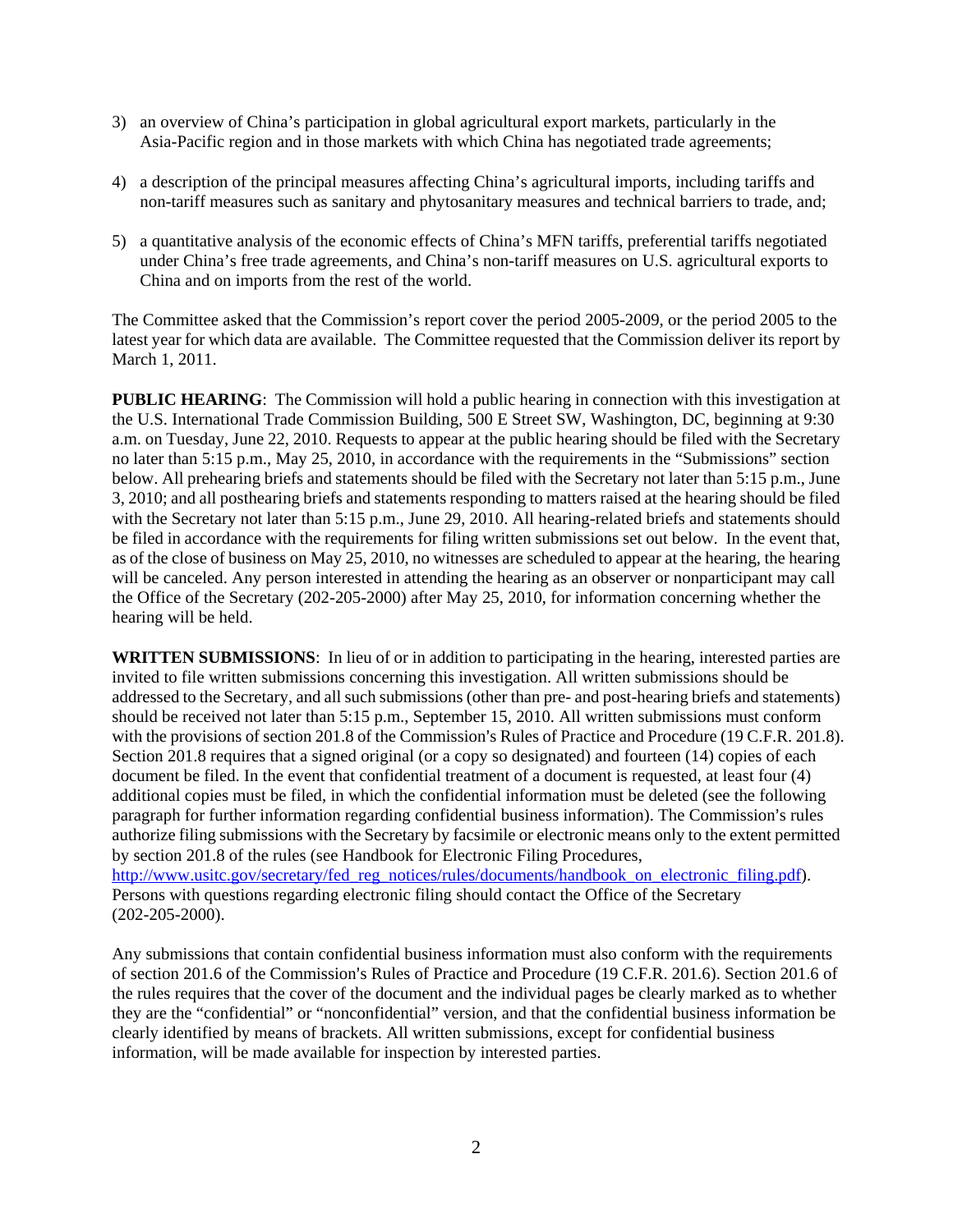3) an overview of China's participation in global agricultural export markets, particularly in the Asia-Pacific region and in those markets with which China has negotiated trade agreements;

4) a description of the principal measures affecting China's agricultural imports, including tariffs and non-tariff measures such as sanitary and phytosanitary measures and technical barriers to trade, and;

5) a quantitative analysis of the economic effects of China's MFN tariffs, preferential tariffs negotiated under China's free trade agreements, and China's non-tariff measures on U.S. agricultural exports to China and on imports from the rest of the world.

The Committee asked that the Commission's report cover the period 2005-2009, or the period 2005 to the latest year for which data are available. The Committee requested that the Commission deliver its report by March 1, 2011.

**PUBLIC HEARING**: The Commission will hold a public hearing in connection with this investigation at the U.S. International Trade Commission Building, 500 E Street SW, Washington, DC, beginning at 9:30 a.m. on Tuesday, June 22, 2010. Requests to appear at the public hearing should be filed with the Secretary no later than 5:15 p.m., May 25, 2010, in accordance with the requirements in the "Submissions" section below. All prehearing briefs and statements should be filed with the Secretary not later than 5:15 p.m., June 3, 2010; and all posthearing briefs and statements responding to matters raised at the hearing should be filed with the Secretary not later than 5:15 p.m., June 29, 2010. All hearing-related briefs and statements should be filed in accordance with the requirements for filing written submissions set out below. In the event that, as of the close of business on May 25, 2010, no witnesses are scheduled to appear at the hearing, the hearing will be canceled. Any person interested in attending the hearing as an observer or nonparticipant may call the Office of the Secretary (202-205-2000) after May 25, 2010, for information concerning whether the hearing will be held.

**WRITTEN SUBMISSIONS**: In lieu of or in addition to participating in the hearing, interested parties are invited to file written submissions concerning this investigation. All written submissions should be addressed to the Secretary, and all such submissions (other than pre- and post-hearing briefs and statements) should be received not later than 5:15 p.m., September 15, 2010. All written submissions must conform with the provisions of section 201.8 of the Commission's Rules of Practice and Procedure (19 C.F.R. 201.8). Section 201.8 requires that a signed original (or a copy so designated) and fourteen (14) copies of each document be filed. In the event that confidential treatment of a document is requested, at least four (4) additional copies must be filed, in which the confidential information must be deleted (see the following paragraph for further information regarding confidential business information). The Commission's rules authorize filing submissions with the Secretary by facsimile or electronic means only to the extent permitted by section 201.8 of the rules (see Handbook for Electronic Filing Procedures, http://www.usitc.gov/secretary/fed_reg_notices/rules/documents/handbook_on_electronic_filing.pdf). Persons with questions regarding electronic filing should contact the Office of the Secretary (202-205-2000).

Any submissions that contain confidential business information must also conform with the requirements of section 201.6 of the Commission's Rules of Practice and Procedure (19 C.F.R. 201.6). Section 201.6 of the rules requires that the cover of the document and the individual pages be clearly marked as to whether they are the "confidential" or "nonconfidential" version, and that the confidential business information be clearly identified by means of brackets. All written submissions, except for confidential business information, will be made available for inspection by interested parties.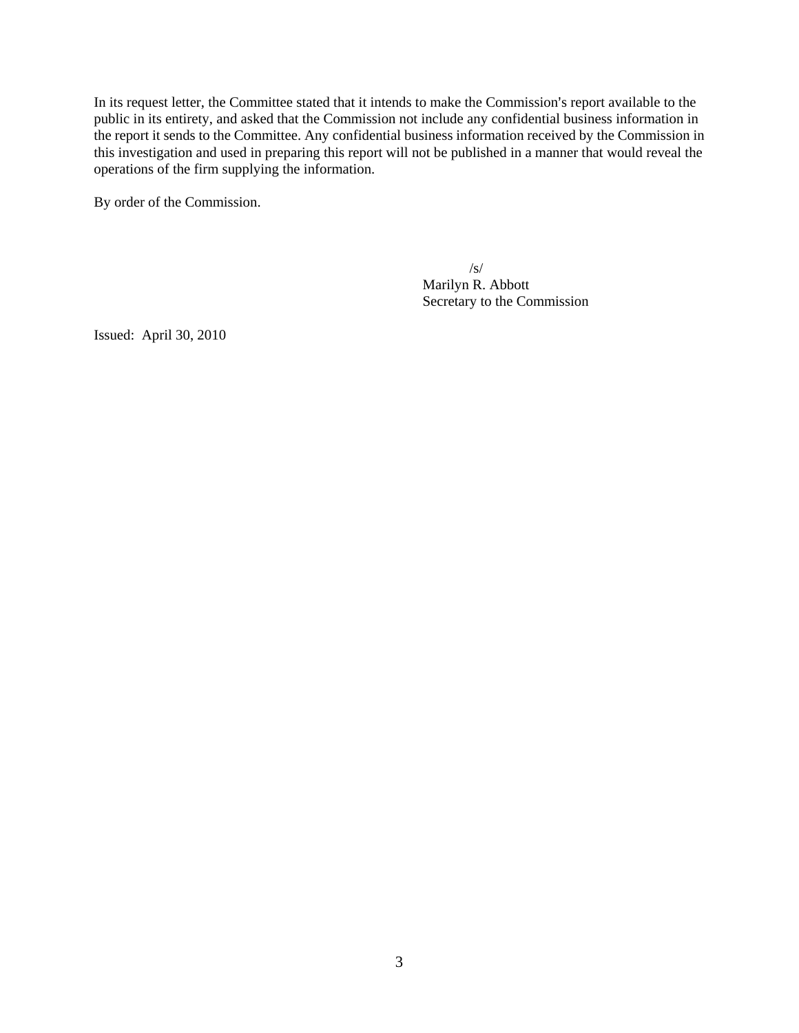In its request letter, the Committee stated that it intends to make the Commission's report available to the public in its entirety, and asked that the Commission not include any confidential business information in the report it sends to the Committee. Any confidential business information received by the Commission in this investigation and used in preparing this report will not be published in a manner that would reveal the operations of the firm supplying the information.

By order of the Commission.

/s/
Marilyn R. Abbott
Secretary to the Commission

Issued: April 30, 2010